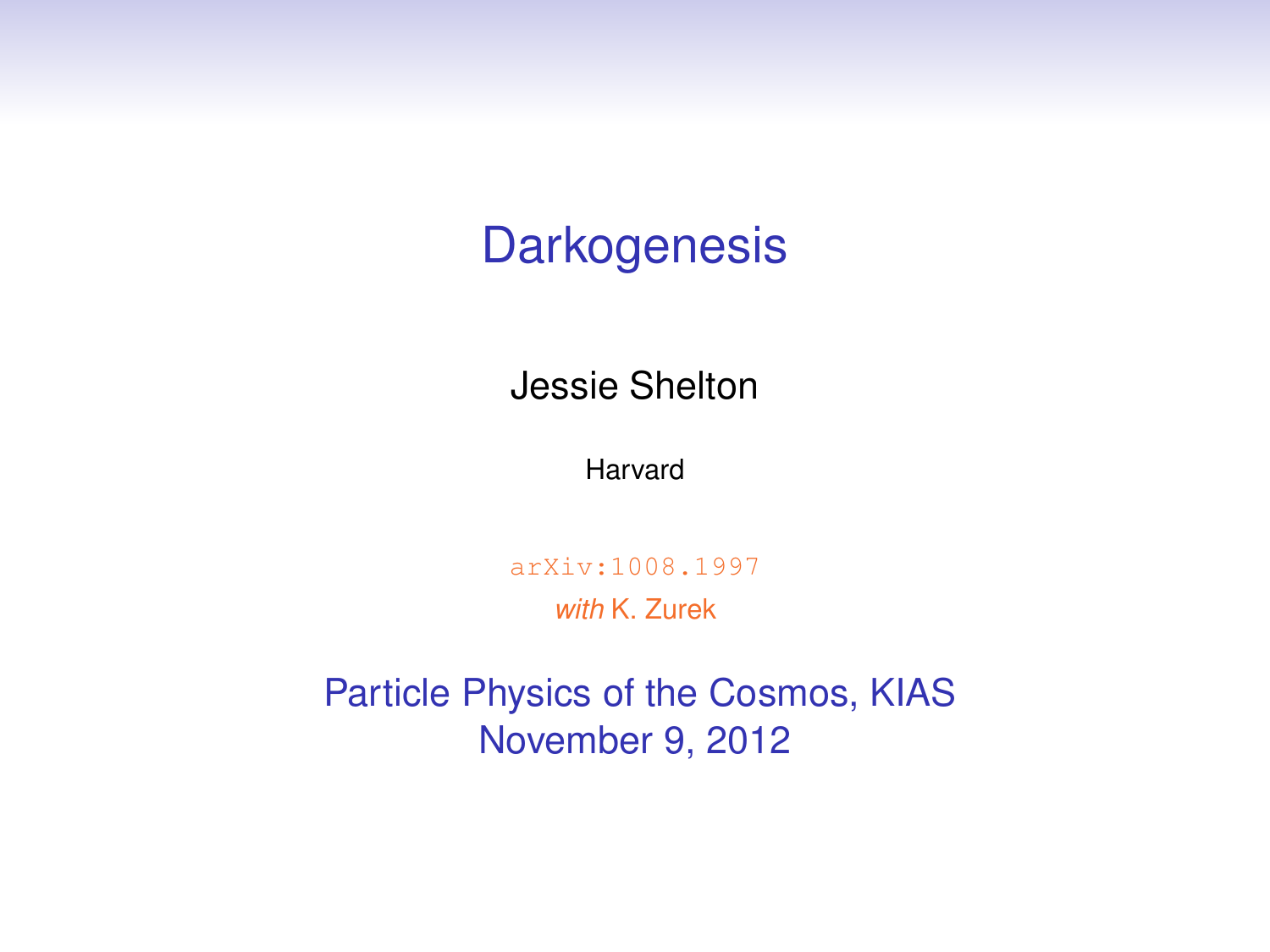# Darkogenesis

Jessie Shelton

Harvard

arXiv:1008.1997

*with* K. Zurek

Particle Physics of the Cosmos, KIAS
November 9, 2012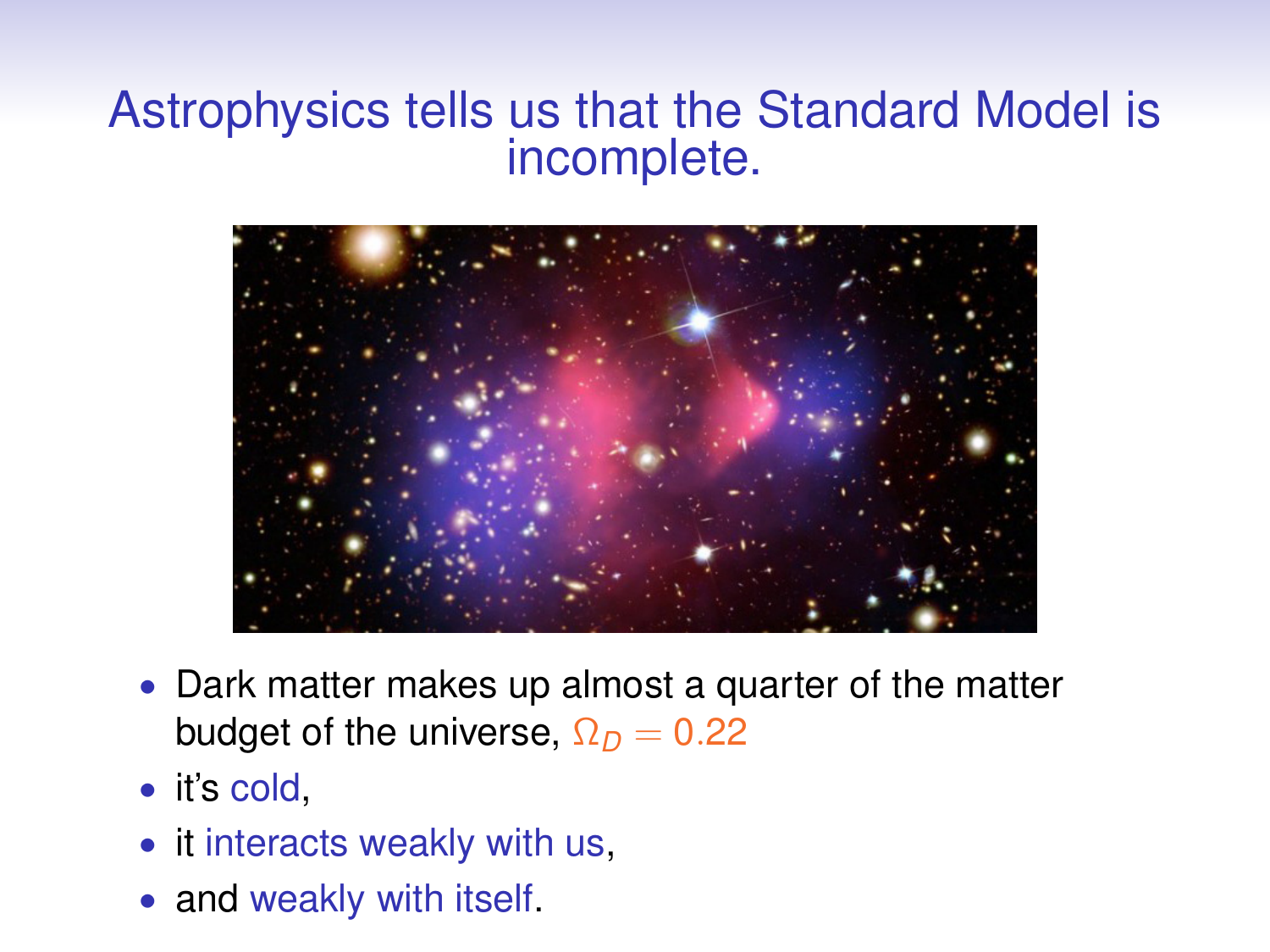# Astrophysics tells us that the Standard Model is incomplete.

- Dark matter makes up almost a quarter of the matter budget of the universe, $\Omega_D = 0.22$
- it's cold,
- it interacts weakly with us,
- and weakly with itself.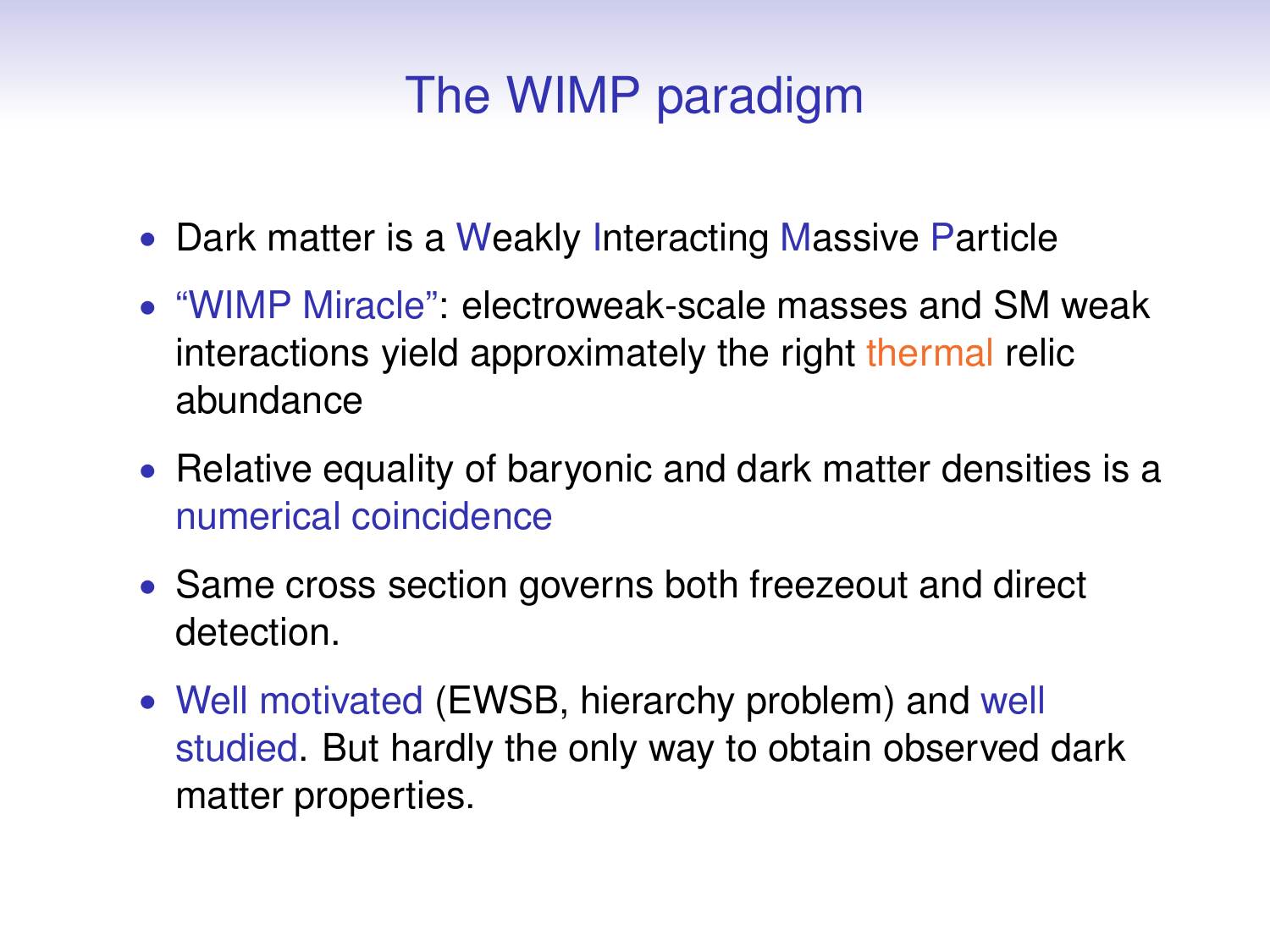# The WIMP paradigm

- Dark matter is a Weakly Interacting Massive Particle
- "WIMP Miracle": electroweak-scale masses and SM weak interactions yield approximately the right thermal relic abundance
- Relative equality of baryonic and dark matter densities is a numerical coincidence
- Same cross section governs both freezeout and direct detection.
- Well motivated (EWSB, hierarchy problem) and well studied. But hardly the only way to obtain observed dark matter properties.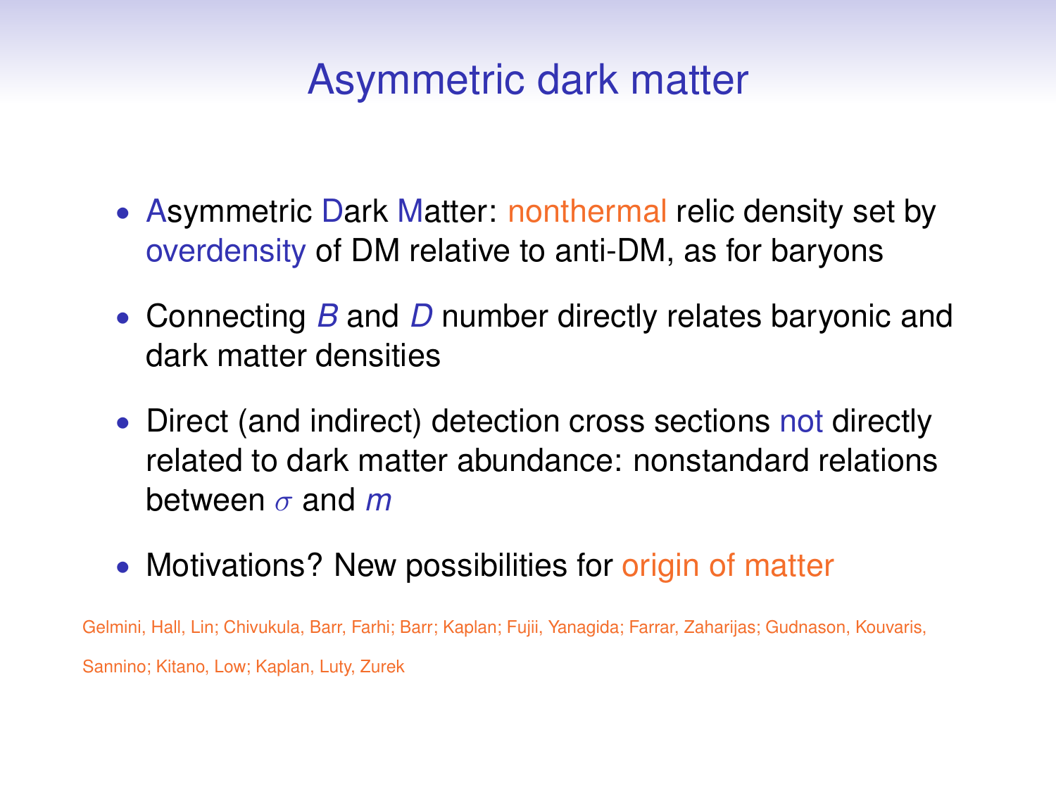# Asymmetric dark matter

- Asymmetric Dark Matter: nonthermal relic density set by overdensity of DM relative to anti-DM, as for baryons
- Connecting $B$ and $D$ number directly relates baryonic and dark matter densities
- Direct (and indirect) detection cross sections not directly related to dark matter abundance: nonstandard relations between $\sigma$ and $m$
- Motivations? New possibilities for origin of matter

Gelmini, Hall, Lin; Chivukula, Barr, Farhi; Barr; Kaplan; Fujii, Yanagida; Farrar, Zaharijas; Gudnason, Kouvaris, Sannino; Kitano, Low; Kaplan, Luty, Zurek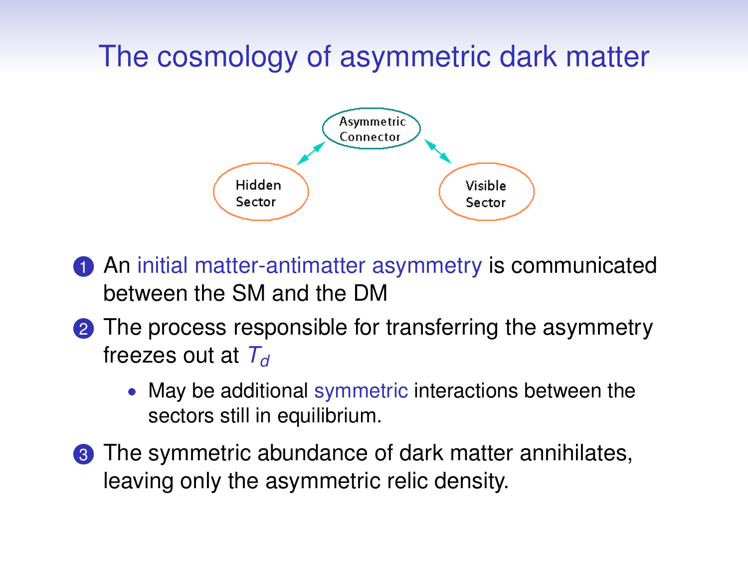# The cosmology of asymmetric dark matter

Asymmetric Connector

Hidden Sector

Visible Sector

1. An initial matter-antimatter asymmetry is communicated between the SM and the DM
2. The process responsible for transferring the asymmetry freezes out at $T_d$
   - May be additional symmetric interactions between the sectors still in equilibrium.
3. The symmetric abundance of dark matter annihilates, leaving only the asymmetric relic density.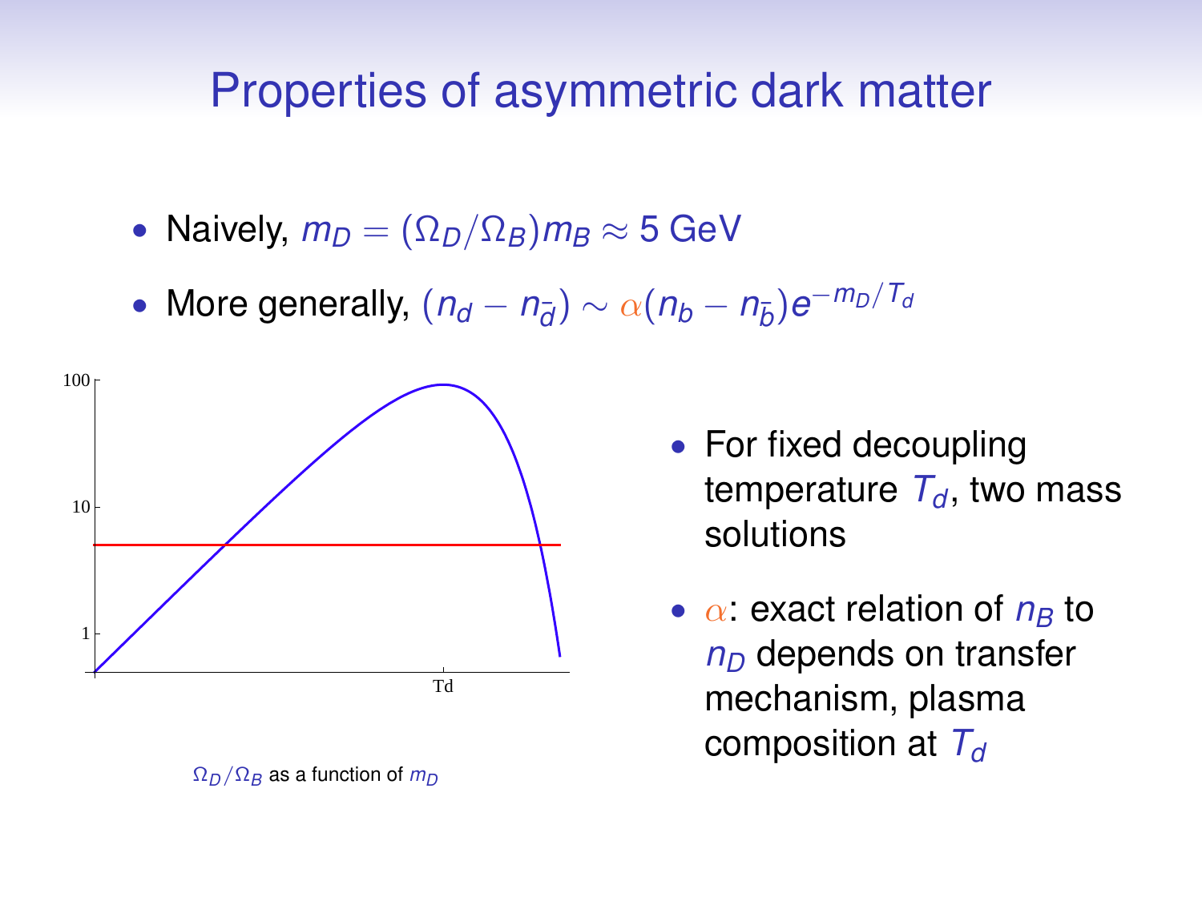# Properties of asymmetric dark matter

- Naively, $m_D = (\Omega_D/\Omega_B) m_B \approx 5$ GeV
- More generally, $(n_d - n_{\bar{d}}) \sim \alpha (n_b - n_{\bar{b}}) e^{-m_D/T_d}$

$\Omega_D/\Omega_B$ as a function of $m_D$

- For fixed decoupling temperature $T_d$, two mass solutions
- $\alpha$: exact relation of $n_B$ to $n_D$ depends on transfer mechanism, plasma composition at $T_d$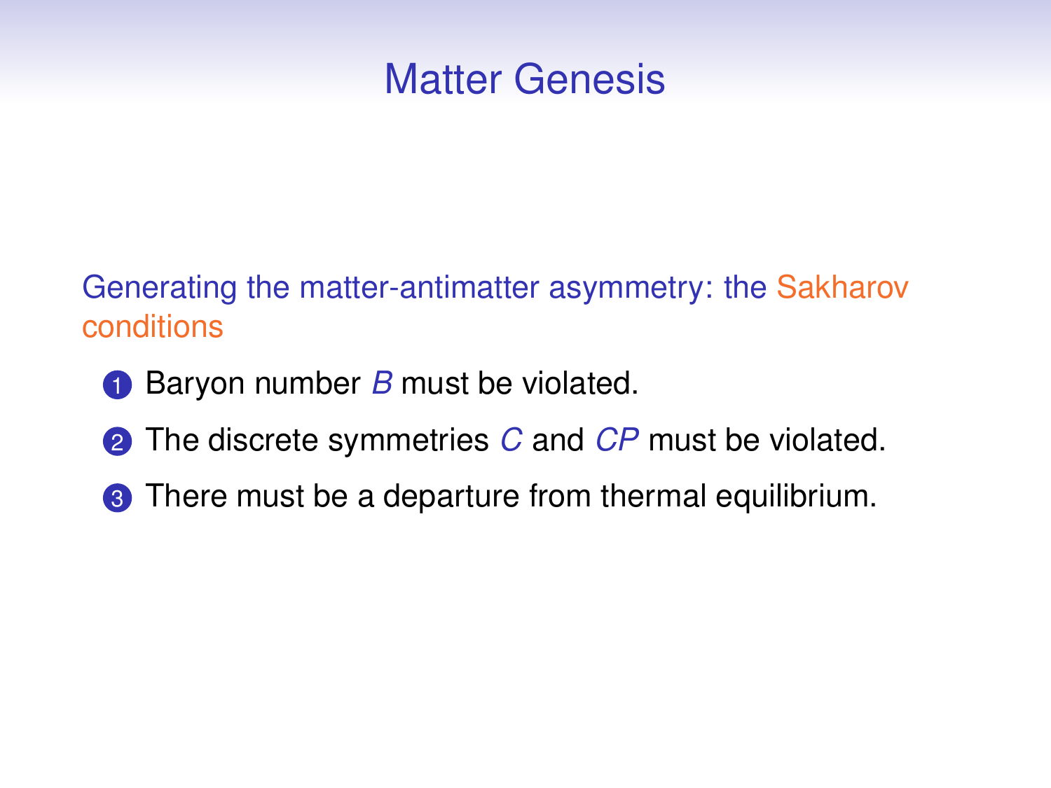# Matter Genesis

Generating the matter-antimatter asymmetry: the Sakharov conditions

1. Baryon number $B$ must be violated.
2. The discrete symmetries $C$ and $CP$ must be violated.
3. There must be a departure from thermal equilibrium.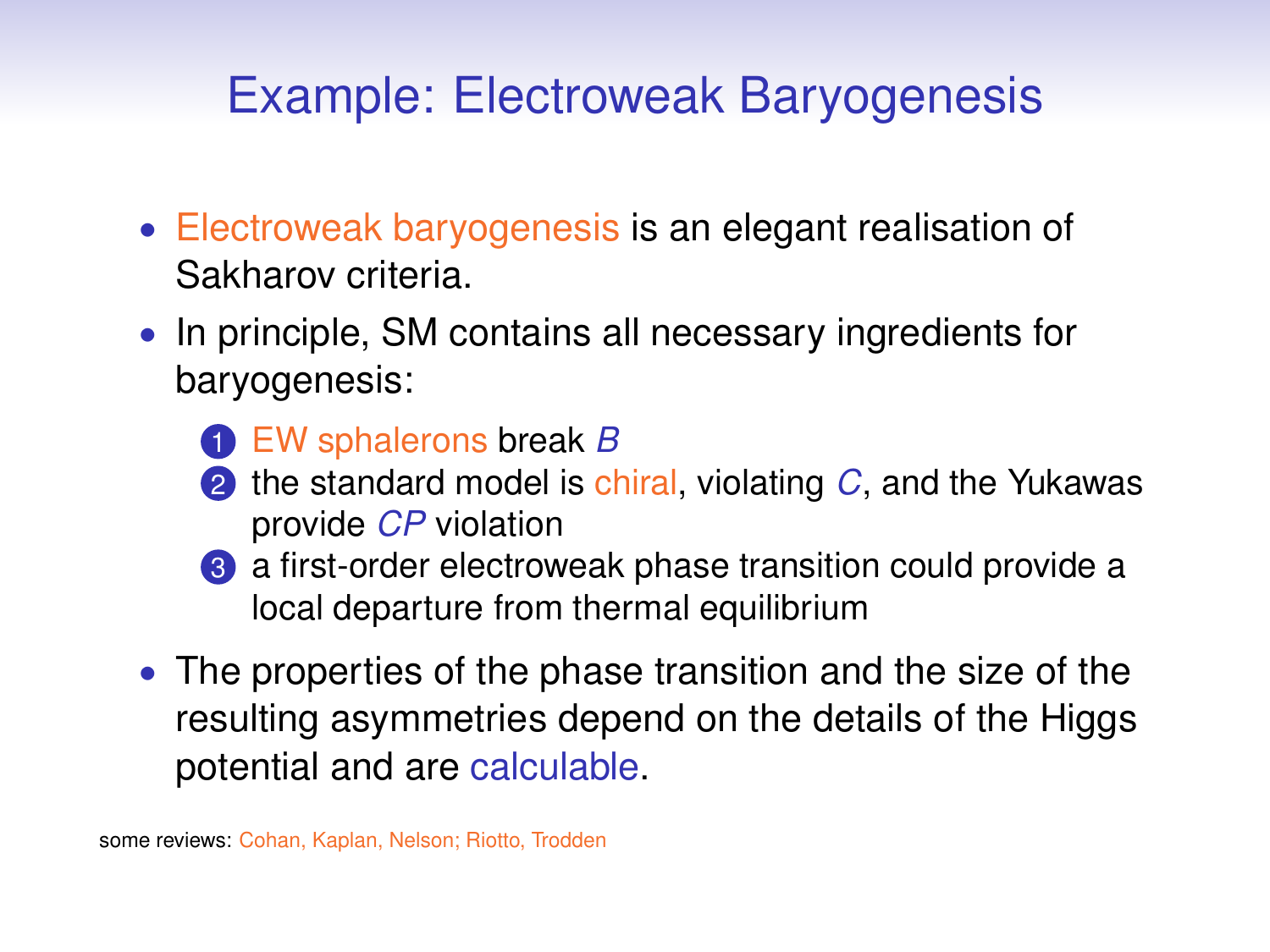# Example: Electroweak Baryogenesis

- Electroweak baryogenesis is an elegant realisation of Sakharov criteria.
- In principle, SM contains all necessary ingredients for baryogenesis:
  1. EW sphalerons break $B$
  2. the standard model is chiral, violating $C$, and the Yukawas provide $CP$ violation
  3. a first-order electroweak phase transition could provide a local departure from thermal equilibrium
- The properties of the phase transition and the size of the resulting asymmetries depend on the details of the Higgs potential and are calculable.

some reviews: Cohan, Kaplan, Nelson; Riotto, Trodden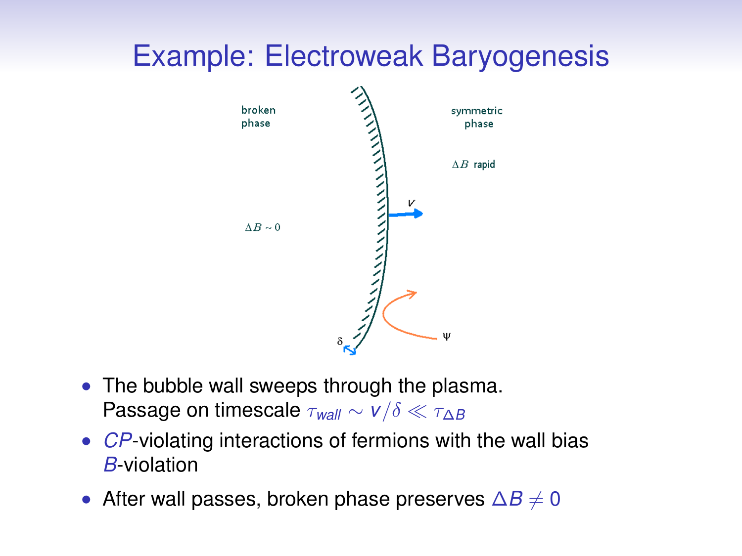# Example: Electroweak Baryogenesis

broken phase

symmetric phase

$\Delta B$ rapid

$v$

$\Delta B \sim 0$

$\delta$

$\Psi$

- The bubble wall sweeps through the plasma. Passage on timescale $\tau_{wall} \sim v/\delta \ll \tau_{\Delta B}$
- *CP*-violating interactions of fermions with the wall bias *B*-violation
- After wall passes, broken phase preserves $\Delta B \neq 0$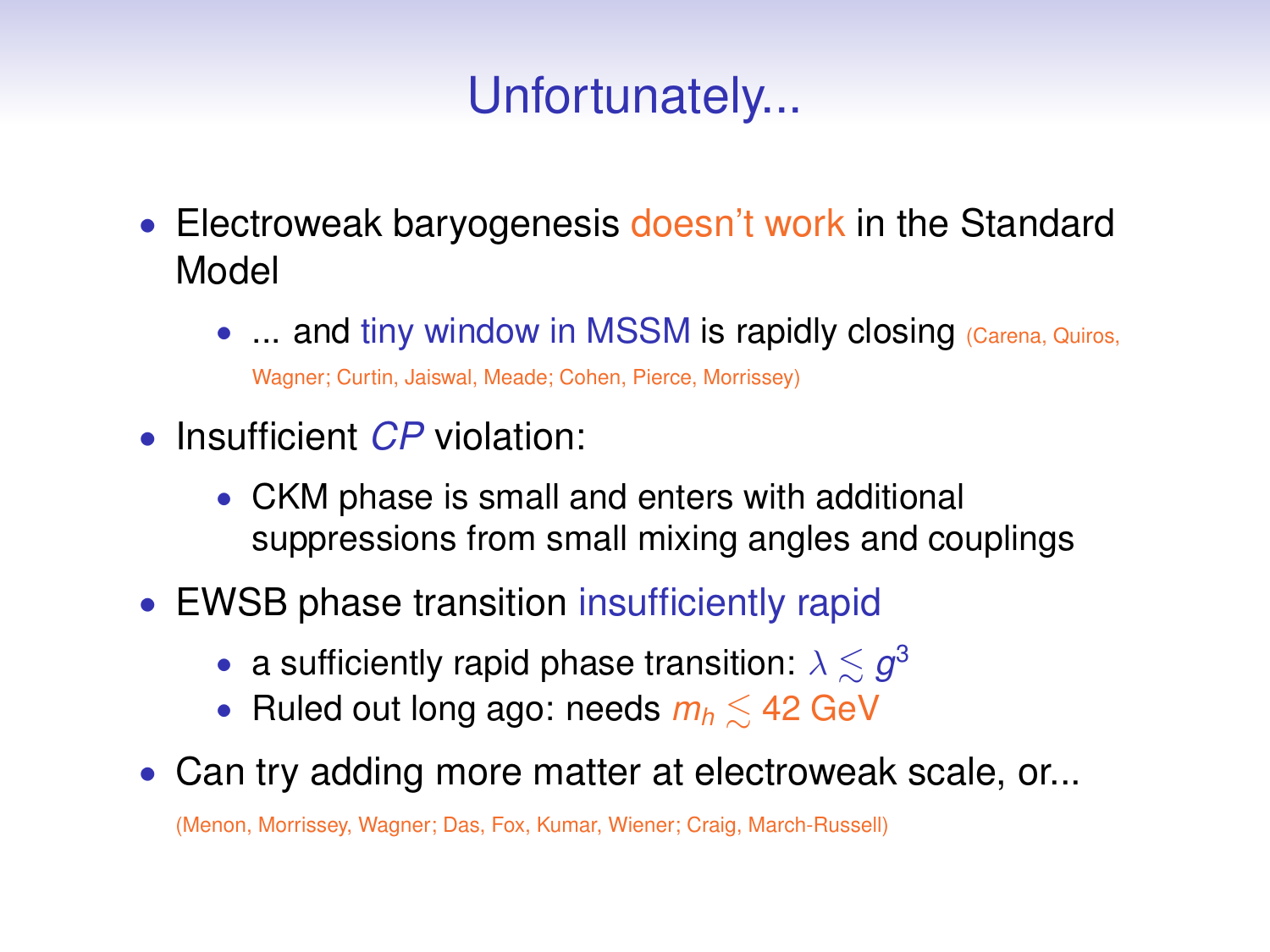# Unfortunately...

- Electroweak baryogenesis doesn't work in the Standard Model
  - ... and tiny window in MSSM is rapidly closing (Carena, Quiros, Wagner; Curtin, Jaiswal, Meade; Cohen, Pierce, Morrissey)
- Insufficient *CP* violation:
  - CKM phase is small and enters with additional suppressions from small mixing angles and couplings
- EWSB phase transition insufficiently rapid
  - a sufficiently rapid phase transition: $\lambda \lesssim g^3$
  - Ruled out long ago: needs $m_h \lesssim 42$ GeV
- Can try adding more matter at electroweak scale, or...

(Menon, Morrissey, Wagner; Das, Fox, Kumar, Wiener; Craig, March-Russell)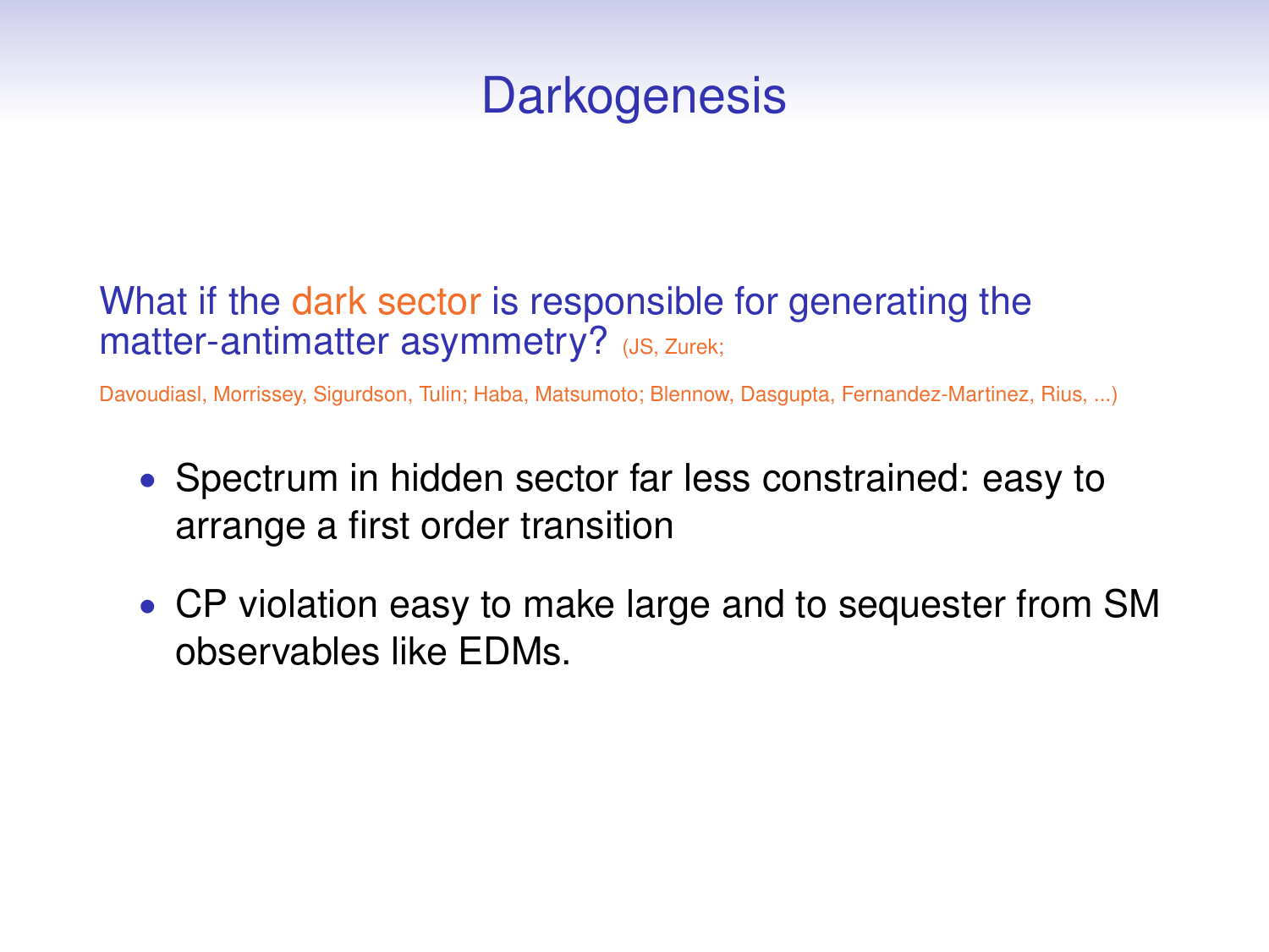# Darkogenesis

What if the dark sector is responsible for generating the matter-antimatter asymmetry? (JS, Zurek; Davoudiasl, Morrissey, Sigurdson, Tulin; Haba, Matsumoto; Blennow, Dasgupta, Fernandez-Martinez, Rius, ...)

- Spectrum in hidden sector far less constrained: easy to arrange a first order transition
- CP violation easy to make large and to sequester from SM observables like EDMs.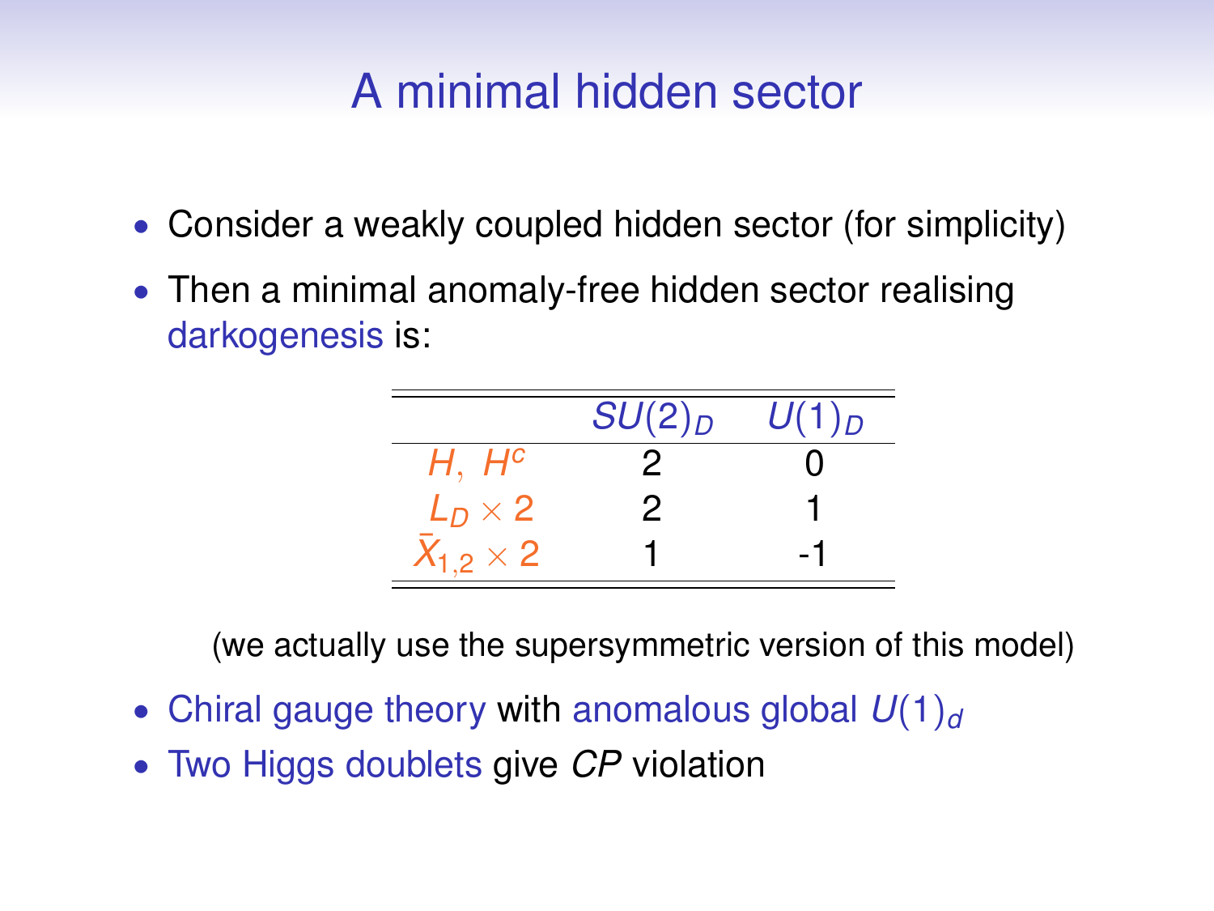# A minimal hidden sector

- Consider a weakly coupled hidden sector (for simplicity)
- Then a minimal anomaly-free hidden sector realising darkogenesis is:

| | $SU(2)_D$ | $U(1)_D$ |
|---|---|---|
| $H,\ H^c$ | 2 | 0 |
| $L_D \times 2$ | 2 | 1 |
| $\bar{X}_{1,2} \times 2$ | 1 | -1 |

(we actually use the supersymmetric version of this model)

- Chiral gauge theory with anomalous global $U(1)_d$
- Two Higgs doublets give *CP* violation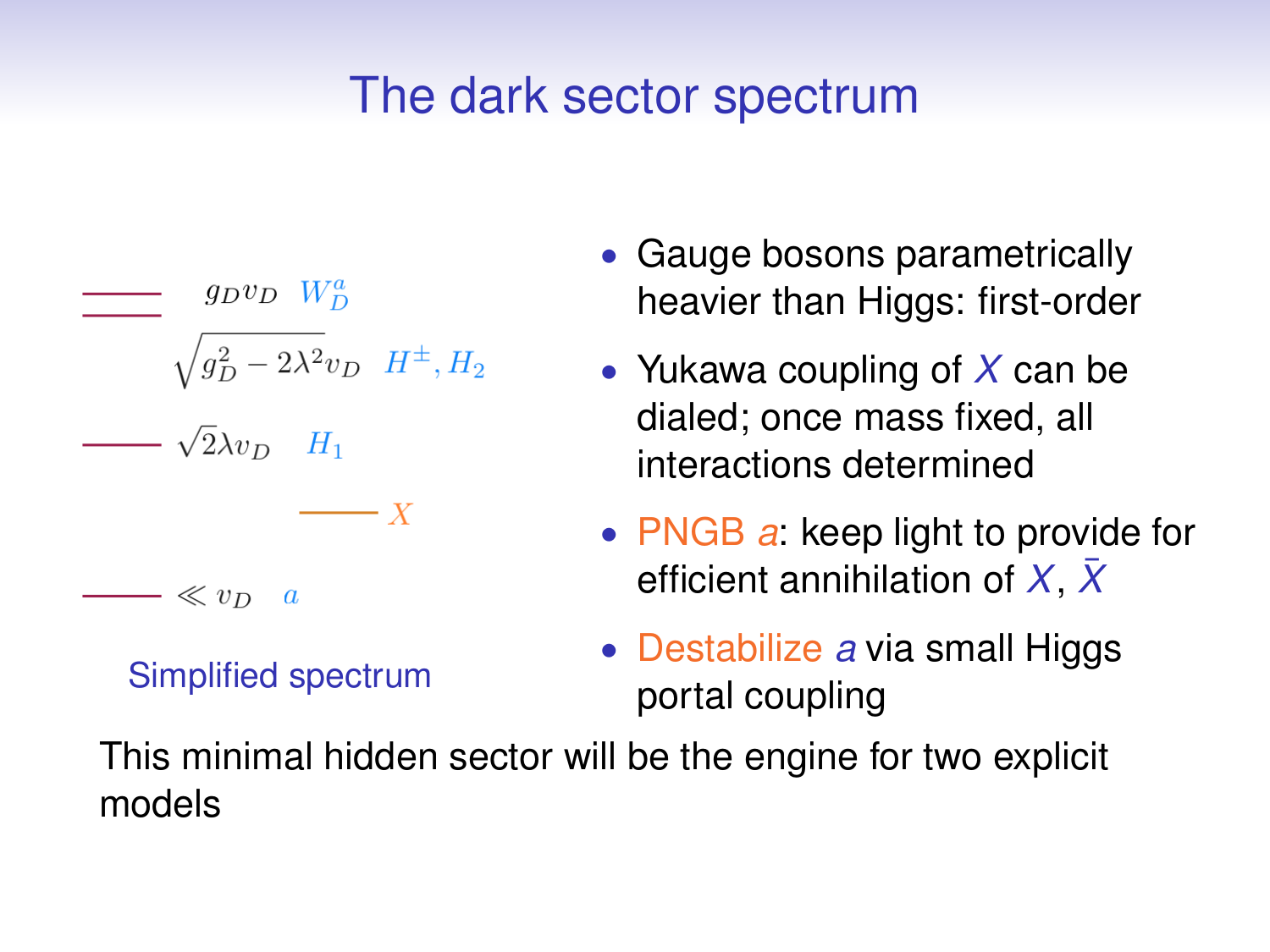# The dark sector spectrum

- $g_D v_D$ $W_D^a$
- $\sqrt{g_D^2 - 2\lambda^2} v_D$ $H^\pm, H_2$
- $\sqrt{2}\lambda v_D$ $H_1$
- $X$
- $\ll v_D$ $a$

Simplified spectrum

- Gauge bosons parametrically heavier than Higgs: first-order
- Yukawa coupling of $X$ can be dialed; once mass fixed, all interactions determined
- PNGB $a$: keep light to provide for efficient annihilation of $X$, $\bar{X}$
- Destabilize $a$ via small Higgs portal coupling

This minimal hidden sector will be the engine for two explicit models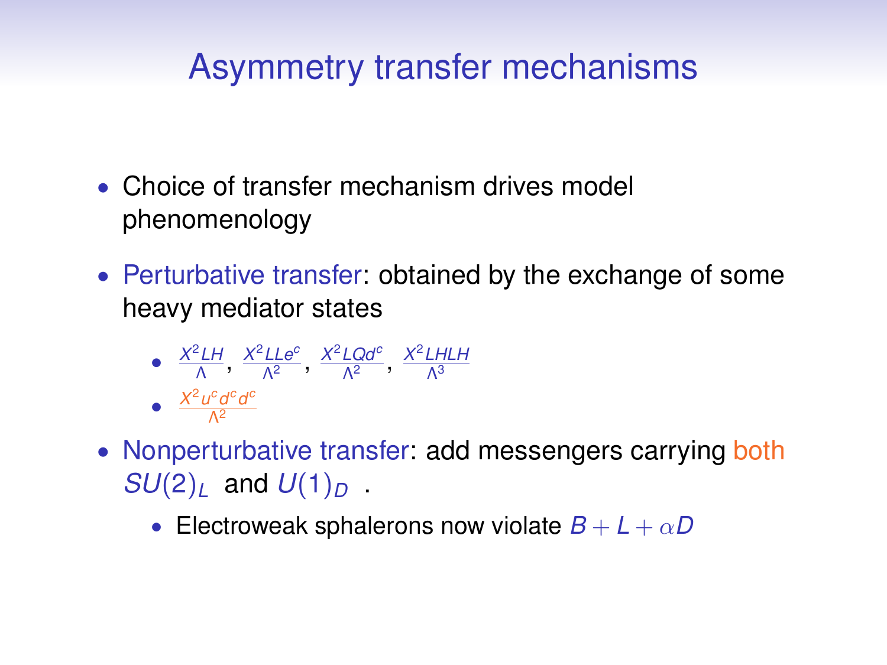# Asymmetry transfer mechanisms

- Choice of transfer mechanism drives model phenomenology
- Perturbative transfer: obtained by the exchange of some heavy mediator states
  - $\frac{X^2 LH}{\Lambda}$, $\frac{X^2 LLe^c}{\Lambda^2}$, $\frac{X^2 LQd^c}{\Lambda^2}$, $\frac{X^2 LHLH}{\Lambda^3}$
  - $\frac{X^2 u^c d^c d^c}{\Lambda^2}$
- Nonperturbative transfer: add messengers carrying both $SU(2)_L$ and $U(1)_D$ .
  - Electroweak sphalerons now violate $B + L + \alpha D$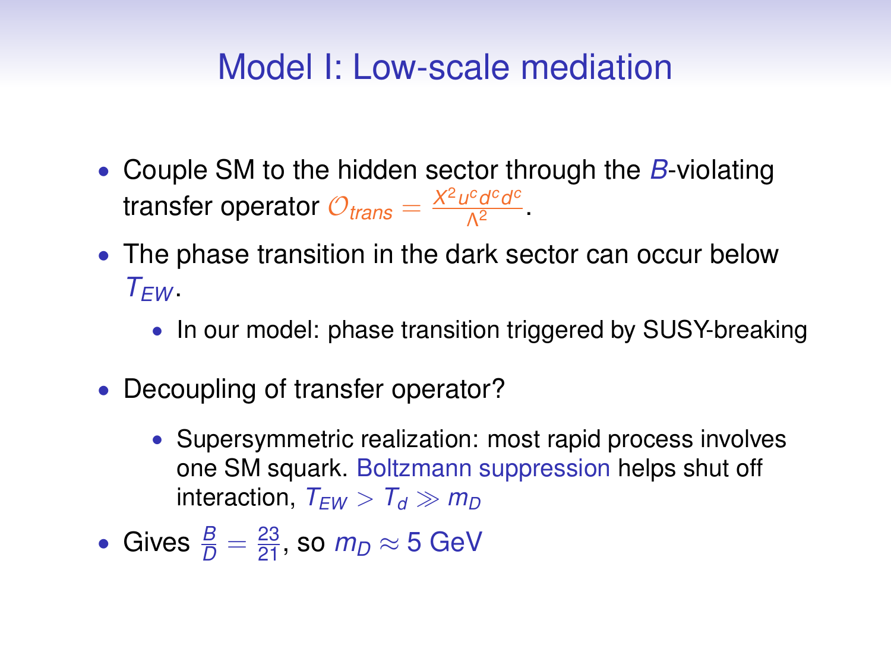# Model I: Low-scale mediation

- Couple SM to the hidden sector through the $B$-violating transfer operator $\mathcal{O}_{trans} = \frac{X^2 u^c d^c d^c}{\Lambda^2}$.
- The phase transition in the dark sector can occur below $T_{EW}$.
  - In our model: phase transition triggered by SUSY-breaking
- Decoupling of transfer operator?
  - Supersymmetric realization: most rapid process involves one SM squark. Boltzmann suppression helps shut off interaction, $T_{EW} > T_d \gg m_D$
- Gives $\frac{B}{D} = \frac{23}{21}$, so $m_D \approx 5$ GeV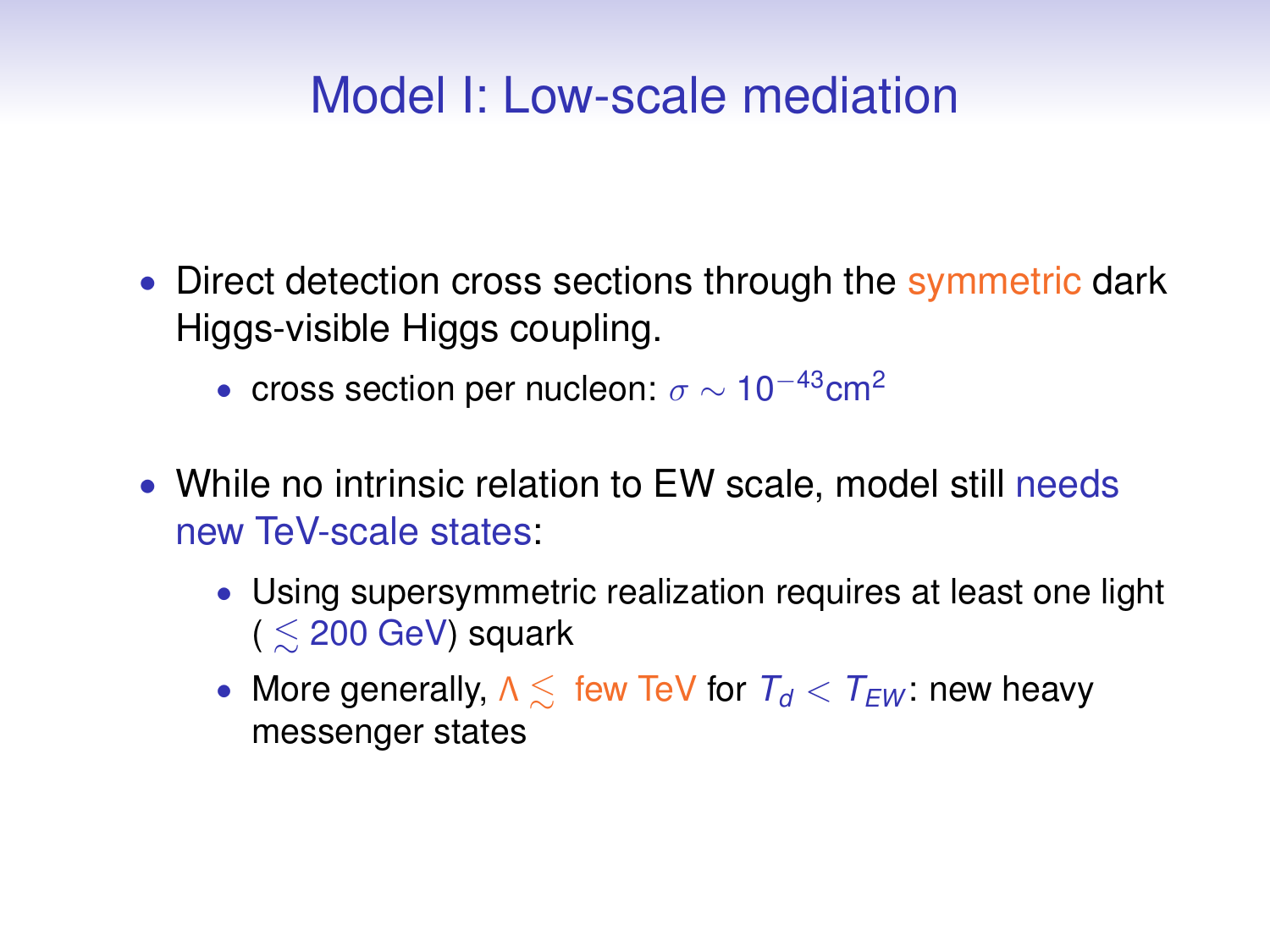# Model I: Low-scale mediation

- Direct detection cross sections through the symmetric dark Higgs-visible Higgs coupling.
  - cross section per nucleon: $\sigma \sim 10^{-43}\text{cm}^2$
- While no intrinsic relation to EW scale, model still needs new TeV-scale states:
  - Using supersymmetric realization requires at least one light ($\lesssim$ 200 GeV) squark
  - More generally, $\Lambda \lesssim$ few TeV for $T_d < T_{EW}$: new heavy messenger states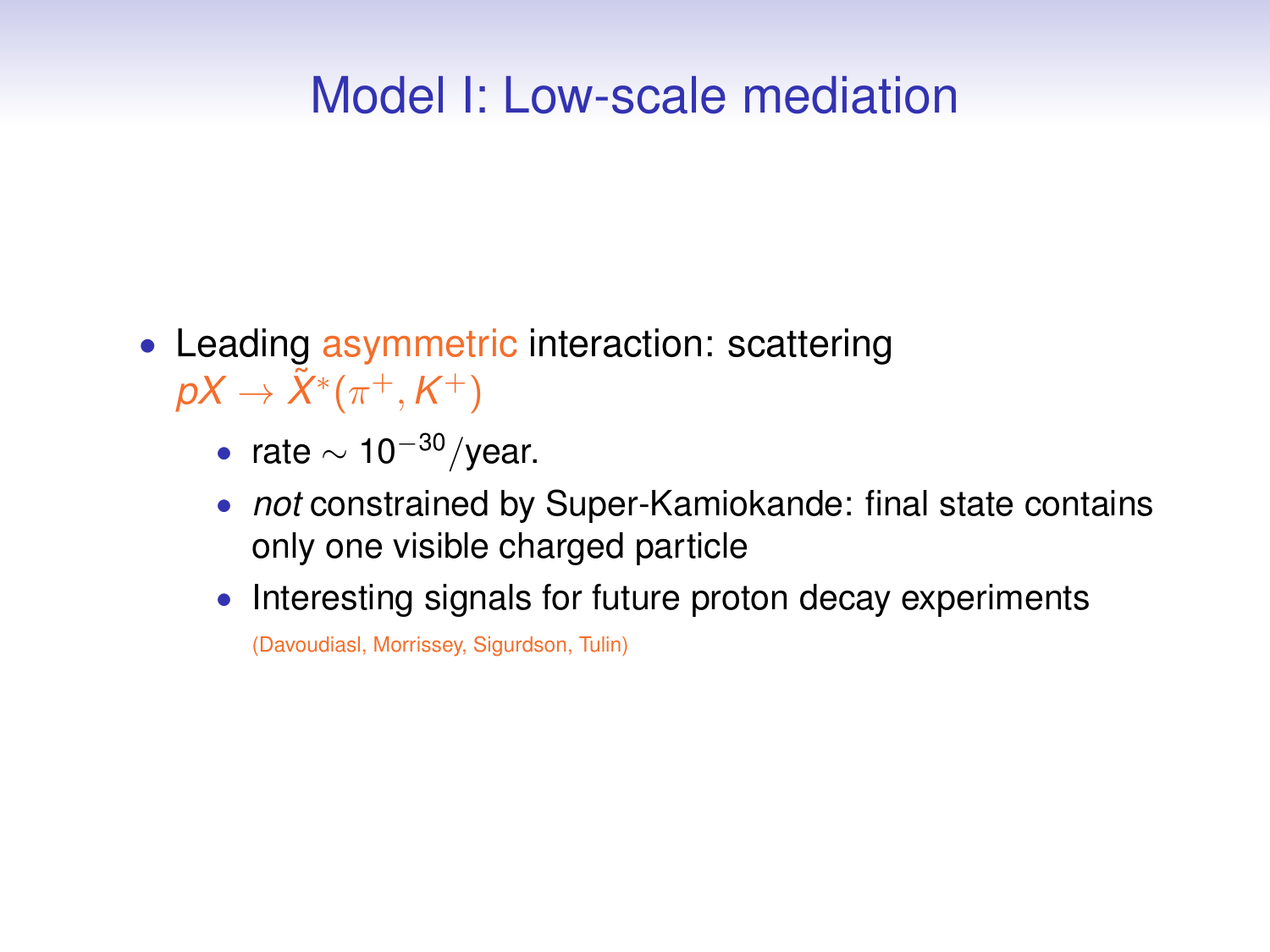# Model I: Low-scale mediation

- Leading asymmetric interaction: scattering $pX \to \tilde{X}^*(\pi^+, K^+)$
  - rate $\sim 10^{-30}$/year.
  - *not* constrained by Super-Kamiokande: final state contains only one visible charged particle
  - Interesting signals for future proton decay experiments

    (Davoudiasl, Morrissey, Sigurdson, Tulin)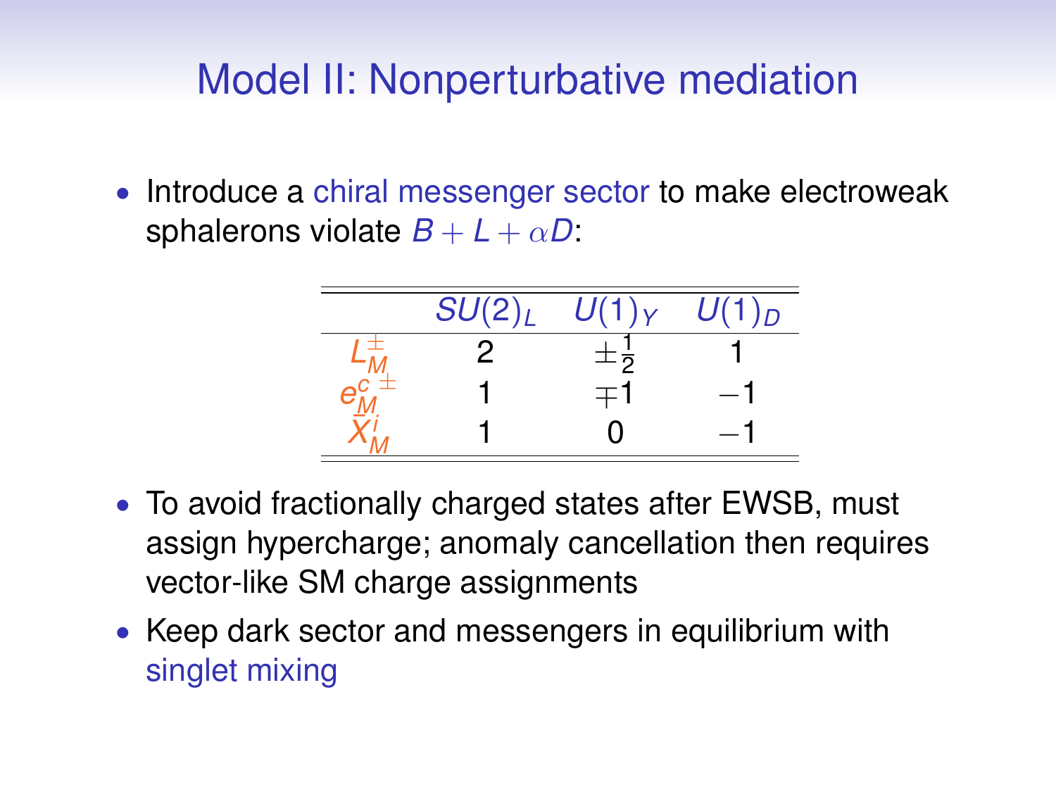# Model II: Nonperturbative mediation

- Introduce a chiral messenger sector to make electroweak sphalerons violate $B + L + \alpha D$:

| | $SU(2)_L$ | $U(1)_Y$ | $U(1)_D$ |
|---|---|---|---|
| $L_M^{\pm}$ | 2 | $\pm\frac{1}{2}$ | 1 |
| $e_M^{c\,\pm}$ | 1 | $\mp 1$ | $-1$ |
| $\bar{X}_M^i$ | 1 | 0 | $-1$ |

- To avoid fractionally charged states after EWSB, must assign hypercharge; anomaly cancellation then requires vector-like SM charge assignments
- Keep dark sector and messengers in equilibrium with singlet mixing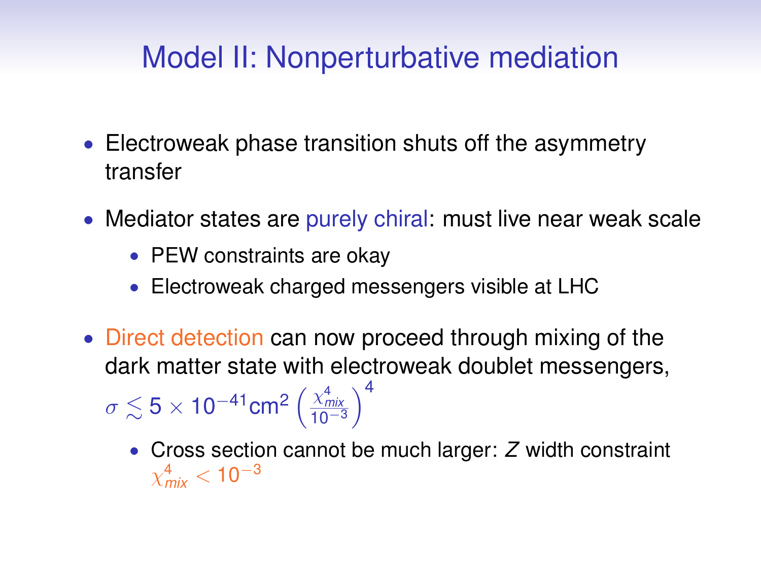# Model II: Nonperturbative mediation

- Electroweak phase transition shuts off the asymmetry transfer
- Mediator states are purely chiral: must live near weak scale
  - PEW constraints are okay
  - Electroweak charged messengers visible at LHC
- Direct detection can now proceed through mixing of the dark matter state with electroweak doublet messengers, $\sigma \lesssim 5 \times 10^{-41} \text{cm}^2 \left( \frac{\chi^4_{mix}}{10^{-3}} \right)^4$
  - Cross section cannot be much larger: $Z$ width constraint $\chi^4_{mix} < 10^{-3}$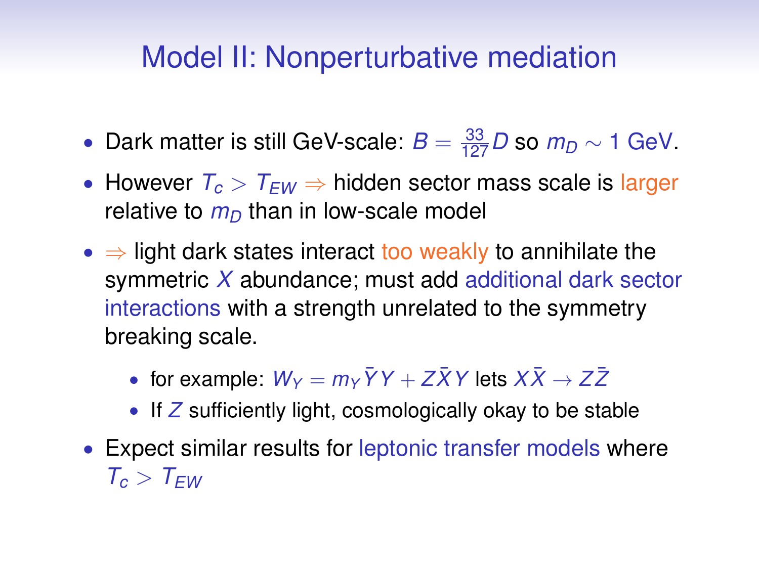# Model II: Nonperturbative mediation

- Dark matter is still GeV-scale: $B = \frac{33}{127} D$ so $m_D \sim 1$ GeV.
- However $T_c > T_{EW} \Rightarrow$ hidden sector mass scale is larger relative to $m_D$ than in low-scale model
- $\Rightarrow$ light dark states interact too weakly to annihilate the symmetric $X$ abundance; must add additional dark sector interactions with a strength unrelated to the symmetry breaking scale.
  - for example: $W_Y = m_Y \bar{Y} Y + Z \bar{X} Y$ lets $X\bar{X} \to Z\bar{Z}$
  - If $Z$ sufficiently light, cosmologically okay to be stable
- Expect similar results for leptonic transfer models where $T_c > T_{EW}$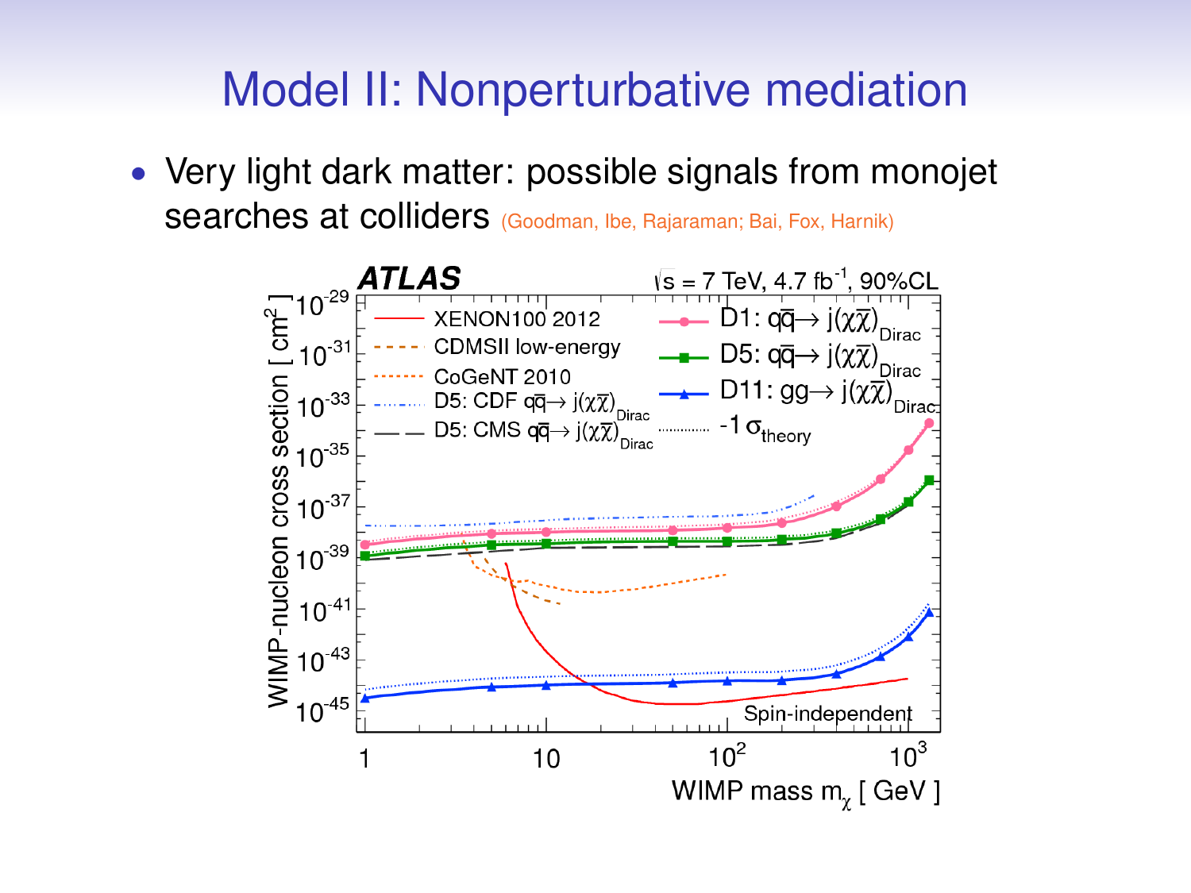# Model II: Nonperturbative mediation

- Very light dark matter: possible signals from monojet searches at colliders (Goodman, Ibe, Rajaraman; Bai, Fox, Harnik)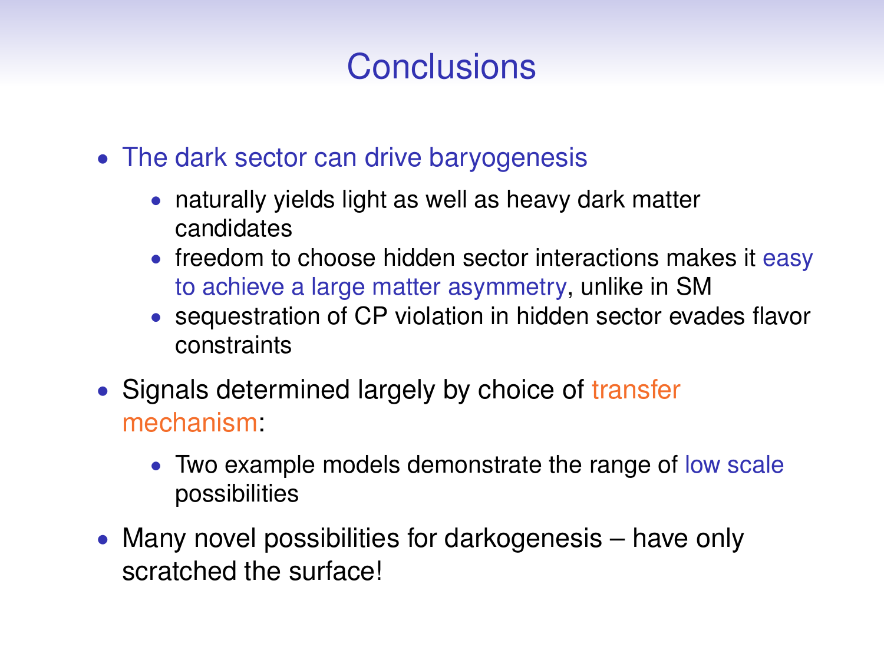# Conclusions

- The dark sector can drive baryogenesis
  - naturally yields light as well as heavy dark matter candidates
  - freedom to choose hidden sector interactions makes it easy to achieve a large matter asymmetry, unlike in SM
  - sequestration of CP violation in hidden sector evades flavor constraints
- Signals determined largely by choice of transfer mechanism:
  - Two example models demonstrate the range of low scale possibilities
- Many novel possibilities for darkogenesis – have only scratched the surface!